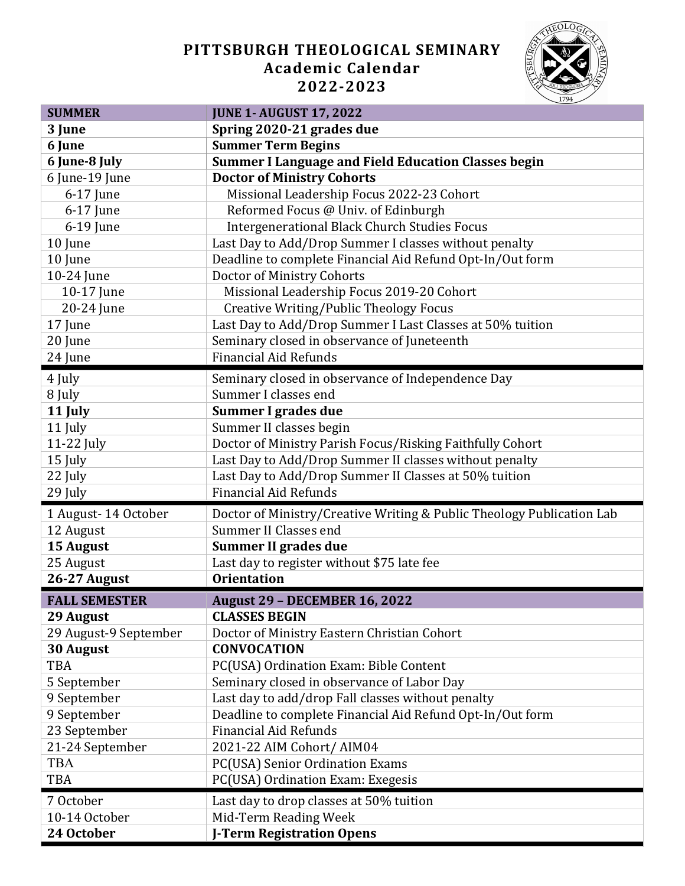# PITTSBURGH THEOLOGICAL SEMINARY
## Academic Calendar
## 2022-2023

| **SUMMER** | **JUNE 1- AUGUST 17, 2022** |
|---|---|
| **3 June** | **Spring 2020-21 grades due** |
| **6 June** | **Summer Term Begins** |
| **6 June-8 July** | **Summer I Language and Field Education Classes begin** |
| 6 June-19 June | **Doctor of Ministry Cohorts** |
| 6-17 June | Missional Leadership Focus 2022-23 Cohort |
| 6-17 June | Reformed Focus @ Univ. of Edinburgh |
| 6-19 June | Intergenerational Black Church Studies Focus |
| 10 June | Last Day to Add/Drop Summer I classes without penalty |
| 10 June | Deadline to complete Financial Aid Refund Opt-In/Out form |
| 10-24 June | Doctor of Ministry Cohorts |
| 10-17 June | Missional Leadership Focus 2019-20 Cohort |
| 20-24 June | Creative Writing/Public Theology Focus |
| 17 June | Last Day to Add/Drop Summer I Last Classes at 50% tuition |
| 20 June | Seminary closed in observance of Juneteenth |
| 24 June | Financial Aid Refunds |
| 4 July | Seminary closed in observance of Independence Day |
| 8 July | Summer I classes end |
| **11 July** | **Summer I grades due** |
| 11 July | Summer II classes begin |
| 11-22 July | Doctor of Ministry Parish Focus/Risking Faithfully Cohort |
| 15 July | Last Day to Add/Drop Summer II classes without penalty |
| 22 July | Last Day to Add/Drop Summer II Classes at 50% tuition |
| 29 July | Financial Aid Refunds |
| 1 August- 14 October | Doctor of Ministry/Creative Writing & Public Theology Publication Lab |
| 12 August | Summer II Classes end |
| **15 August** | **Summer II grades due** |
| 25 August | Last day to register without $75 late fee |
| **26-27 August** | **Orientation** |
| **FALL SEMESTER** | **August 29 – DECEMBER 16, 2022** |
| **29 August** | **CLASSES BEGIN** |
| 29 August-9 September | Doctor of Ministry Eastern Christian Cohort |
| **30 August** | **CONVOCATION** |
| TBA | PC(USA) Ordination Exam: Bible Content |
| 5 September | Seminary closed in observance of Labor Day |
| 9 September | Last day to add/drop Fall classes without penalty |
| 9 September | Deadline to complete Financial Aid Refund Opt-In/Out form |
| 23 September | Financial Aid Refunds |
| 21-24 September | 2021-22 AIM Cohort/ AIM04 |
| TBA | PC(USA) Senior Ordination Exams |
| TBA | PC(USA) Ordination Exam: Exegesis |
| 7 October | Last day to drop classes at 50% tuition |
| 10-14 October | Mid-Term Reading Week |
| **24 October** | **J-Term Registration Opens** |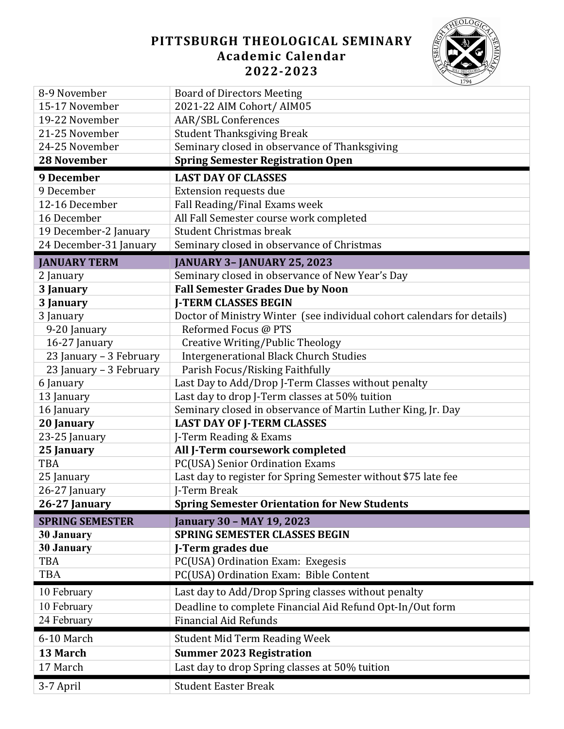# PITTSBURGH THEOLOGICAL SEMINARY
## Academic Calendar
## 2022-2023

| | |
|---|---|
| 8-9 November | Board of Directors Meeting |
| 15-17 November | 2021-22 AIM Cohort/ AIM05 |
| 19-22 November | AAR/SBL Conferences |
| 21-25 November | Student Thanksgiving Break |
| 24-25 November | Seminary closed in observance of Thanksgiving |
| **28 November** | **Spring Semester Registration Open** |
| **9 December** | **LAST DAY OF CLASSES** |
| 9 December | Extension requests due |
| 12-16 December | Fall Reading/Final Exams week |
| 16 December | All Fall Semester course work completed |
| 19 December-2 January | Student Christmas break |
| 24 December-31 January | Seminary closed in observance of Christmas |
| **JANUARY TERM** | **JANUARY 3– JANUARY 25, 2023** |
| 2 January | Seminary closed in observance of New Year's Day |
| **3 January** | **Fall Semester Grades Due by Noon** |
| **3 January** | **J-TERM CLASSES BEGIN** |
| 3 January | Doctor of Ministry Winter (see individual cohort calendars for details) |
| 9-20 January | Reformed Focus @ PTS |
| 16-27 January | Creative Writing/Public Theology |
| 23 January – 3 February | Intergenerational Black Church Studies |
| 23 January – 3 February | Parish Focus/Risking Faithfully |
| 6 January | Last Day to Add/Drop J-Term Classes without penalty |
| 13 January | Last day to drop J-Term classes at 50% tuition |
| 16 January | Seminary closed in observance of Martin Luther King, Jr. Day |
| **20 January** | **LAST DAY OF J-TERM CLASSES** |
| 23-25 January | J-Term Reading & Exams |
| **25 January** | **All J-Term coursework completed** |
| TBA | PC(USA) Senior Ordination Exams |
| 25 January | Last day to register for Spring Semester without $75 late fee |
| 26-27 January | J-Term Break |
| **26-27 January** | **Spring Semester Orientation for New Students** |
| **SPRING SEMESTER** | **January 30 – MAY 19, 2023** |
| **30 January** | **SPRING SEMESTER CLASSES BEGIN** |
| **30 January** | **J-Term grades due** |
| TBA | PC(USA) Ordination Exam: Exegesis |
| TBA | PC(USA) Ordination Exam: Bible Content |
| 10 February | Last day to Add/Drop Spring classes without penalty |
| 10 February | Deadline to complete Financial Aid Refund Opt-In/Out form |
| 24 February | Financial Aid Refunds |
| 6-10 March | Student Mid Term Reading Week |
| **13 March** | **Summer 2023 Registration** |
| 17 March | Last day to drop Spring classes at 50% tuition |
| 3-7 April | Student Easter Break |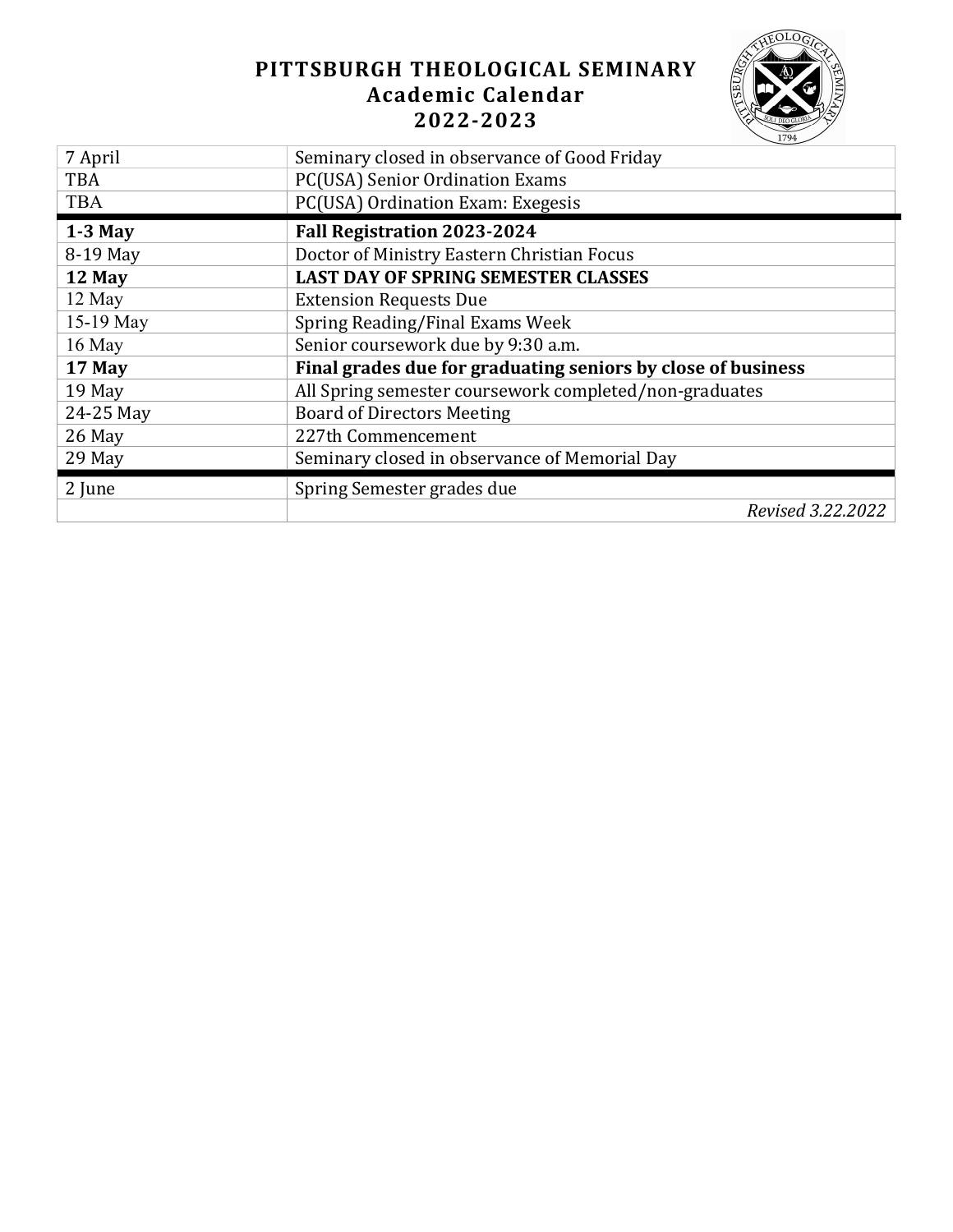# PITTSBURGH THEOLOGICAL SEMINARY
## Academic Calendar
## 2022-2023

| | |
|---|---|
| 7 April | Seminary closed in observance of Good Friday |
| TBA | PC(USA) Senior Ordination Exams |
| TBA | PC(USA) Ordination Exam: Exegesis |
| **1-3 May** | **Fall Registration 2023-2024** |
| 8-19 May | Doctor of Ministry Eastern Christian Focus |
| **12 May** | **LAST DAY OF SPRING SEMESTER CLASSES** |
| 12 May | Extension Requests Due |
| 15-19 May | Spring Reading/Final Exams Week |
| 16 May | Senior coursework due by 9:30 a.m. |
| **17 May** | **Final grades due for graduating seniors by close of business** |
| 19 May | All Spring semester coursework completed/non-graduates |
| 24-25 May | Board of Directors Meeting |
| 26 May | 227th Commencement |
| 29 May | Seminary closed in observance of Memorial Day |
| 2 June | Spring Semester grades due |
| | *Revised 3.22.2022* |